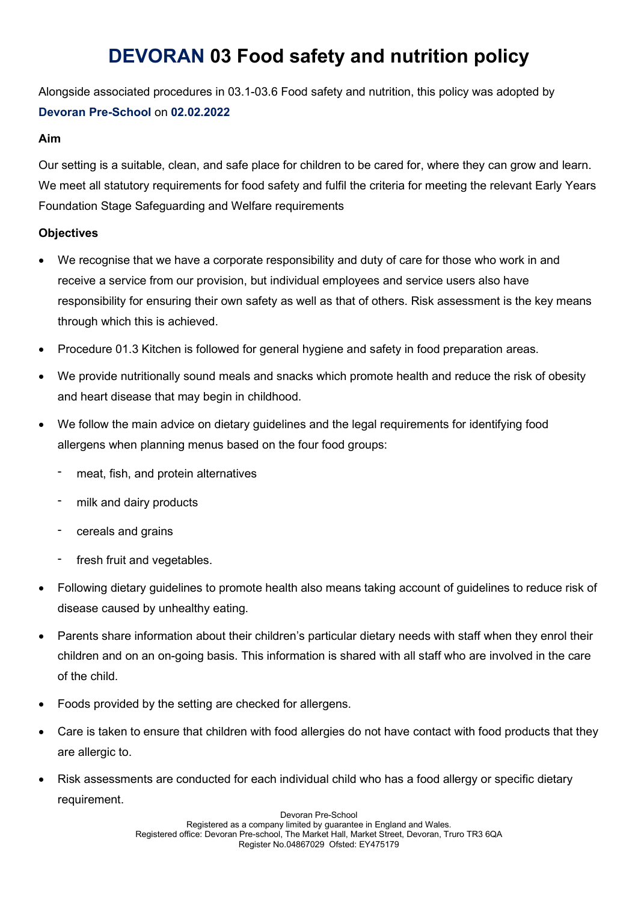# DEVORAN 03 Food safety and nutrition policy

Alongside associated procedures in 03.1-03.6 Food safety and nutrition, this policy was adopted by **Devoran Pre-School** on **02.02.2022**

**Aim**

Our setting is a suitable, clean, and safe place for children to be cared for, where they can grow and learn. We meet all statutory requirements for food safety and fulfil the criteria for meeting the relevant Early Years Foundation Stage Safeguarding and Welfare requirements

**Objectives**

- We recognise that we have a corporate responsibility and duty of care for those who work in and receive a service from our provision, but individual employees and service users also have responsibility for ensuring their own safety as well as that of others. Risk assessment is the key means through which this is achieved.
- Procedure 01.3 Kitchen is followed for general hygiene and safety in food preparation areas.
- We provide nutritionally sound meals and snacks which promote health and reduce the risk of obesity and heart disease that may begin in childhood.
- We follow the main advice on dietary guidelines and the legal requirements for identifying food allergens when planning menus based on the four food groups:
  - meat, fish, and protein alternatives
  - milk and dairy products
  - cereals and grains
  - fresh fruit and vegetables.
- Following dietary guidelines to promote health also means taking account of guidelines to reduce risk of disease caused by unhealthy eating.
- Parents share information about their children's particular dietary needs with staff when they enrol their children and on an on-going basis. This information is shared with all staff who are involved in the care of the child.
- Foods provided by the setting are checked for allergens.
- Care is taken to ensure that children with food allergies do not have contact with food products that they are allergic to.
- Risk assessments are conducted for each individual child who has a food allergy or specific dietary requirement.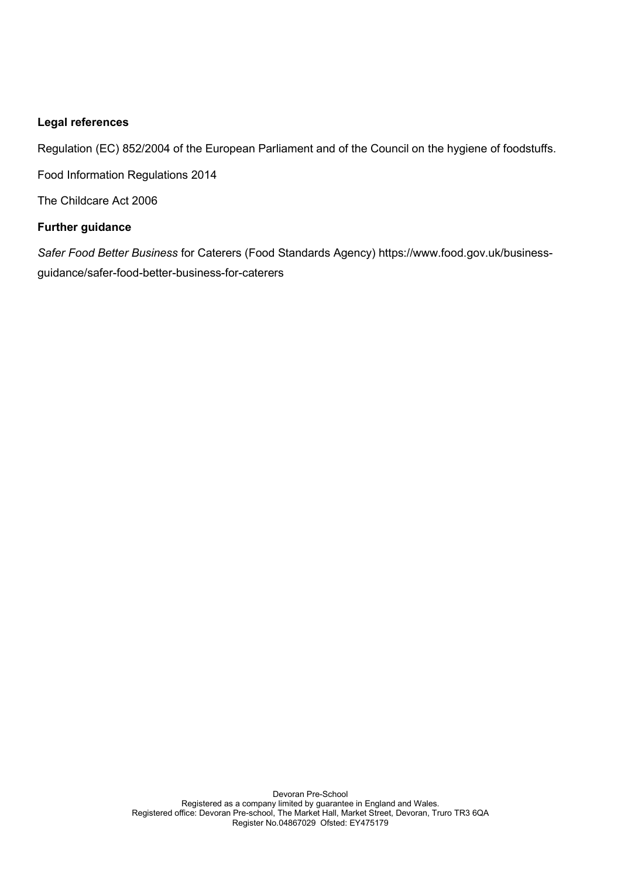**Legal references**

Regulation (EC) 852/2004 of the European Parliament and of the Council on the hygiene of foodstuffs.

Food Information Regulations 2014

The Childcare Act 2006

**Further guidance**

*Safer Food Better Business* for Caterers (Food Standards Agency) https://www.food.gov.uk/business-guidance/safer-food-better-business-for-caterers